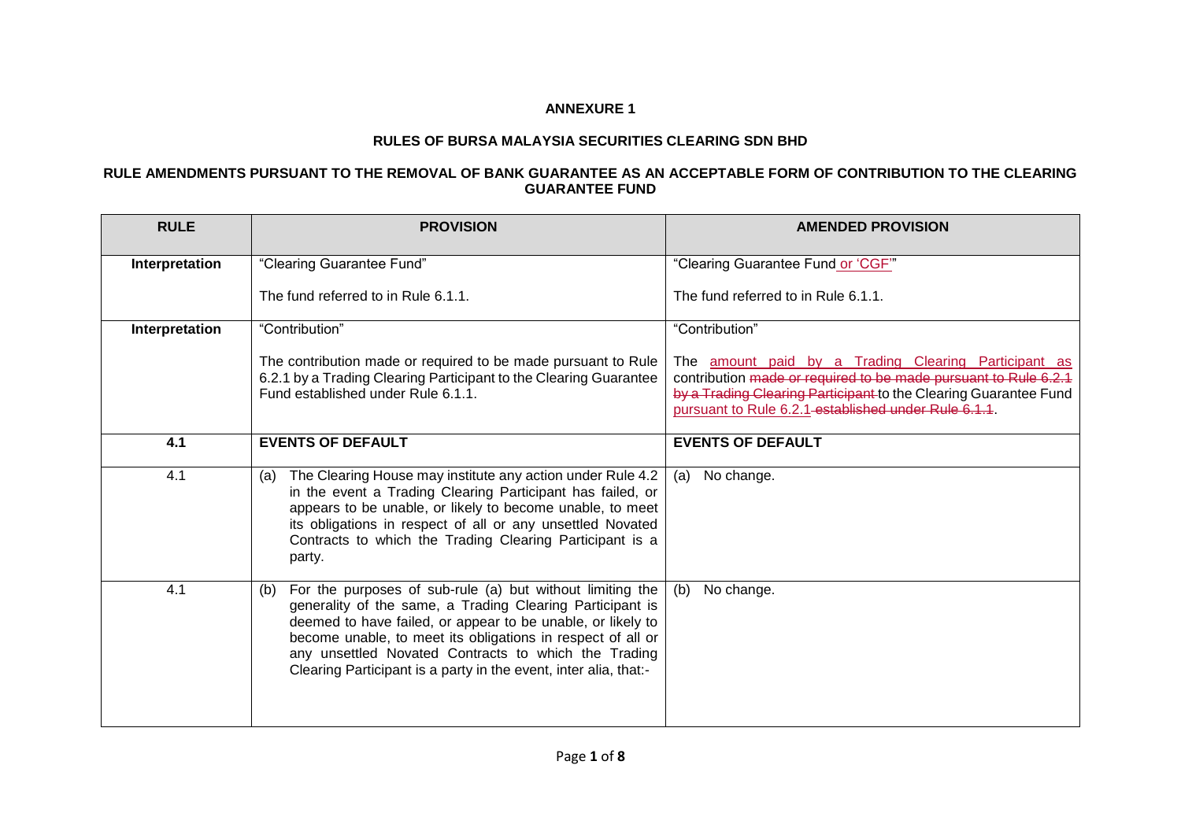**ANNEXURE 1**

**RULES OF BURSA MALAYSIA SECURITIES CLEARING SDN BHD**

**RULE AMENDMENTS PURSUANT TO THE REMOVAL OF BANK GUARANTEE AS AN ACCEPTABLE FORM OF CONTRIBUTION TO THE CLEARING GUARANTEE FUND**

| RULE | PROVISION | AMENDED PROVISION |
|---|---|---|
| **Interpretation** | "Clearing Guarantee Fund"<br><br>The fund referred to in Rule 6.1.1. | "Clearing Guarantee Fund or 'CGF'"<br><br>The fund referred to in Rule 6.1.1. |
| **Interpretation** | "Contribution"<br><br>The contribution made or required to be made pursuant to Rule 6.2.1 by a Trading Clearing Participant to the Clearing Guarantee Fund established under Rule 6.1.1. | "Contribution"<br><br>The amount paid by a Trading Clearing Participant as contribution ~~made or required to be made pursuant to Rule 6.2.1 by a Trading Clearing Participant~~ to the Clearing Guarantee Fund pursuant to Rule 6.2.1 ~~established under Rule 6.1.1~~. |
| **4.1** | **EVENTS OF DEFAULT** | **EVENTS OF DEFAULT** |
| 4.1 | (a) The Clearing House may institute any action under Rule 4.2 in the event a Trading Clearing Participant has failed, or appears to be unable, or likely to become unable, to meet its obligations in respect of all or any unsettled Novated Contracts to which the Trading Clearing Participant is a party. | (a) No change. |
| 4.1 | (b) For the purposes of sub-rule (a) but without limiting the generality of the same, a Trading Clearing Participant is deemed to have failed, or appear to be unable, or likely to become unable, to meet its obligations in respect of all or any unsettled Novated Contracts to which the Trading Clearing Participant is a party in the event, inter alia, that:- | (b) No change. |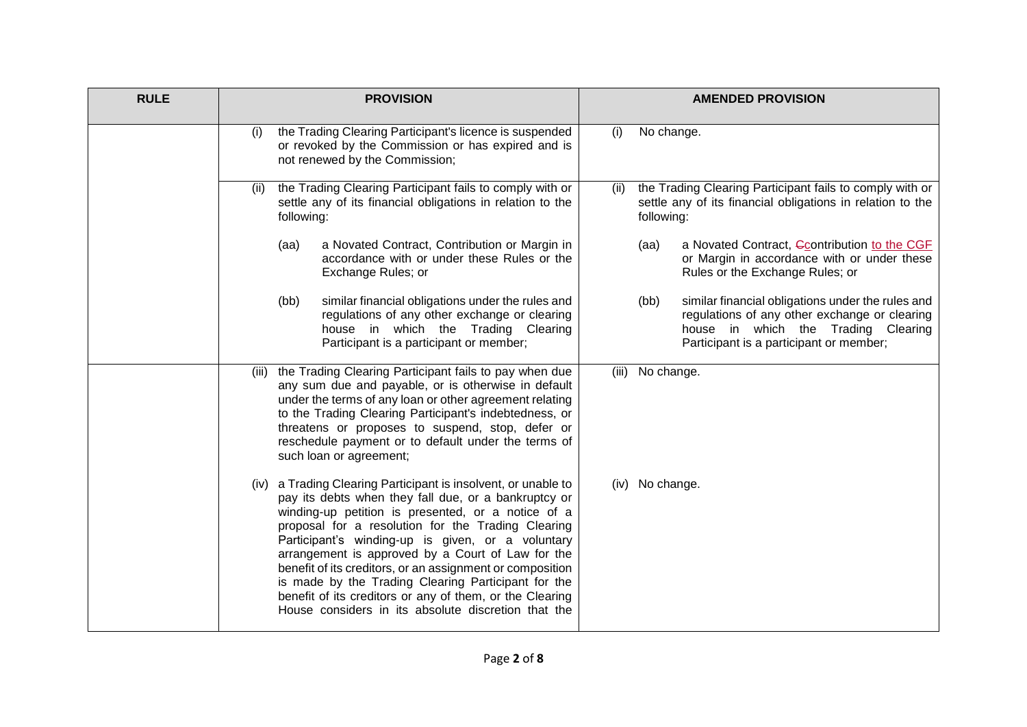| RULE | PROVISION | AMENDED PROVISION |
|---|---|---|
| | (i) the Trading Clearing Participant's licence is suspended or revoked by the Commission or has expired and is not renewed by the Commission; | (i) No change. |
| | (ii) the Trading Clearing Participant fails to comply with or settle any of its financial obligations in relation to the following:<br><br>(aa) a Novated Contract, Contribution or Margin in accordance with or under these Rules or the Exchange Rules; or<br><br>(bb) similar financial obligations under the rules and regulations of any other exchange or clearing house in which the Trading Clearing Participant is a participant or member; | (ii) the Trading Clearing Participant fails to comply with or settle any of its financial obligations in relation to the following:<br><br>(aa) a Novated Contract, ~~C~~contribution to the CGF or Margin in accordance with or under these Rules or the Exchange Rules; or<br><br>(bb) similar financial obligations under the rules and regulations of any other exchange or clearing house in which the Trading Clearing Participant is a participant or member; |
| | (iii) the Trading Clearing Participant fails to pay when due any sum due and payable, or is otherwise in default under the terms of any loan or other agreement relating to the Trading Clearing Participant's indebtedness, or threatens or proposes to suspend, stop, defer or reschedule payment or to default under the terms of such loan or agreement;<br><br>(iv) a Trading Clearing Participant is insolvent, or unable to pay its debts when they fall due, or a bankruptcy or winding-up petition is presented, or a notice of a proposal for a resolution for the Trading Clearing Participant's winding-up is given, or a voluntary arrangement is approved by a Court of Law for the benefit of its creditors, or an assignment or composition is made by the Trading Clearing Participant for the benefit of its creditors or any of them, or the Clearing House considers in its absolute discretion that the | (iii) No change.<br><br>(iv) No change. |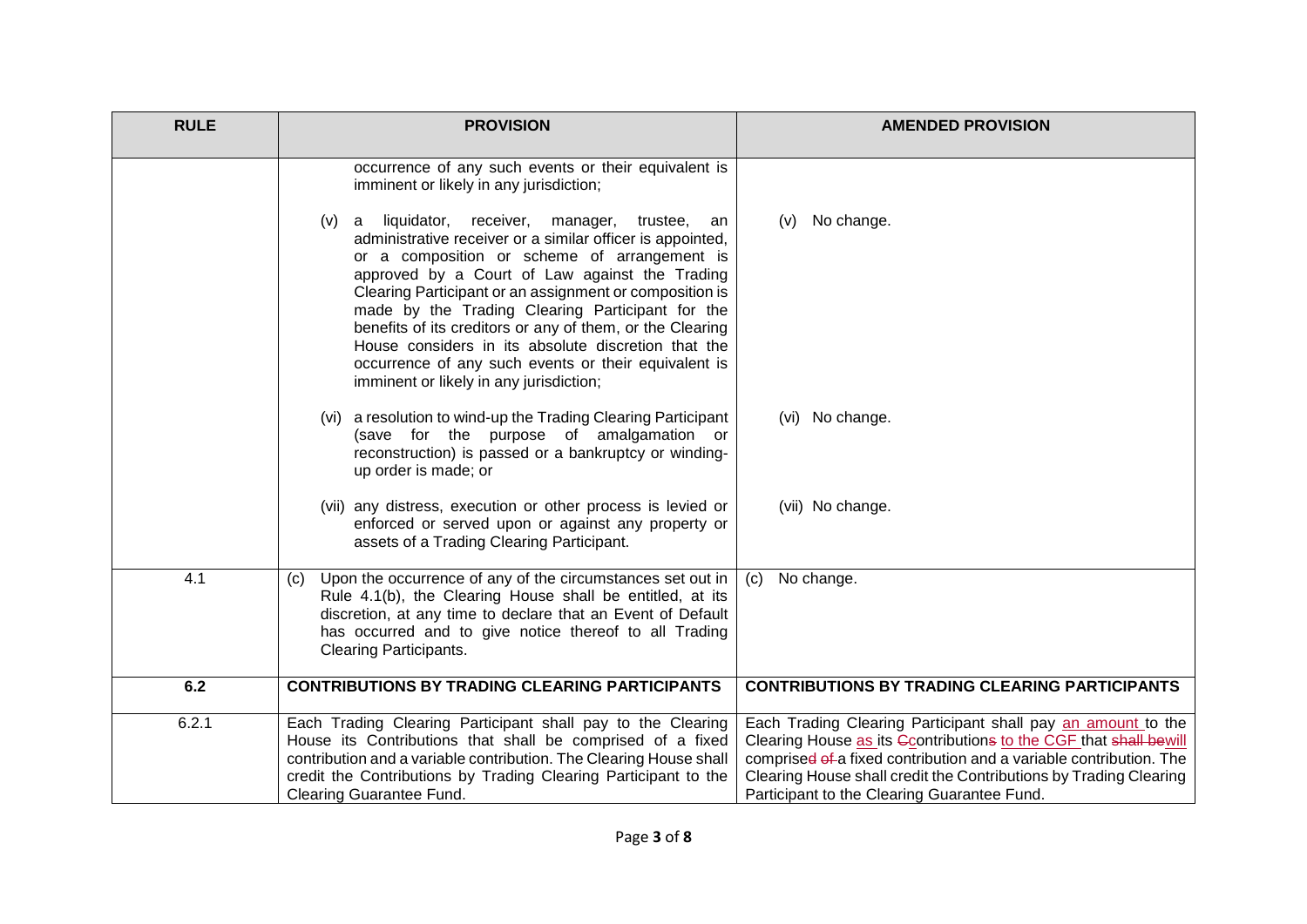| RULE | PROVISION | AMENDED PROVISION |
|---|---|---|
| | occurrence of any such events or their equivalent is imminent or likely in any jurisdiction;<br><br>(v) a liquidator, receiver, manager, trustee, an administrative receiver or a similar officer is appointed, or a composition or scheme of arrangement is approved by a Court of Law against the Trading Clearing Participant or an assignment or composition is made by the Trading Clearing Participant for the benefits of its creditors or any of them, or the Clearing House considers in its absolute discretion that the occurrence of any such events or their equivalent is imminent or likely in any jurisdiction;<br><br>(vi) a resolution to wind-up the Trading Clearing Participant (save for the purpose of amalgamation or reconstruction) is passed or a bankruptcy or winding-up order is made; or<br><br>(vii) any distress, execution or other process is levied or enforced or served upon or against any property or assets of a Trading Clearing Participant. | <br><br>(v) No change.<br><br>(vi) No change.<br><br>(vii) No change. |
| 4.1 | (c) Upon the occurrence of any of the circumstances set out in Rule 4.1(b), the Clearing House shall be entitled, at its discretion, at any time to declare that an Event of Default has occurred and to give notice thereof to all Trading Clearing Participants. | (c) No change. |
| **6.2** | **CONTRIBUTIONS BY TRADING CLEARING PARTICIPANTS** | **CONTRIBUTIONS BY TRADING CLEARING PARTICIPANTS** |
| 6.2.1 | Each Trading Clearing Participant shall pay to the Clearing House its Contributions that shall be comprised of a fixed contribution and a variable contribution. The Clearing House shall credit the Contributions by Trading Clearing Participant to the Clearing Guarantee Fund. | Each Trading Clearing Participant shall pay an amount to the Clearing House as its ~~C~~contributions ~~s~~ to the CGF that ~~shall be~~will comprise~~d of~~ a fixed contribution and a variable contribution. The Clearing House shall credit the Contributions by Trading Clearing Participant to the Clearing Guarantee Fund. |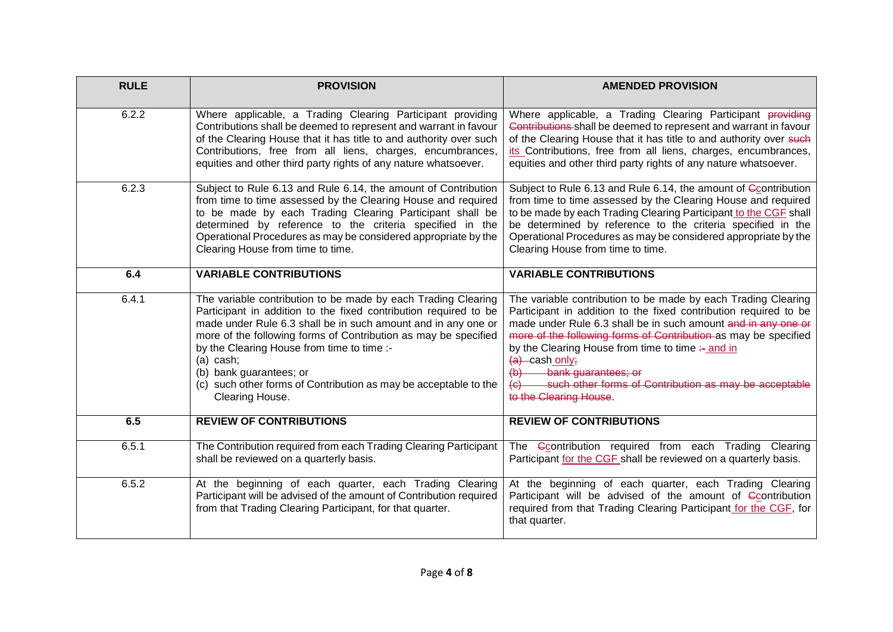| RULE | PROVISION | AMENDED PROVISION |
|---|---|---|
| 6.2.2 | Where applicable, a Trading Clearing Participant providing Contributions shall be deemed to represent and warrant in favour of the Clearing House that it has title to and authority over such Contributions, free from all liens, charges, encumbrances, equities and other third party rights of any nature whatsoever. | Where applicable, a Trading Clearing Participant ~~providing Contributions~~ shall be deemed to represent and warrant in favour of the Clearing House that it has title to and authority over ~~such~~ its Contributions, free from all liens, charges, encumbrances, equities and other third party rights of any nature whatsoever. |
| 6.2.3 | Subject to Rule 6.13 and Rule 6.14, the amount of Contribution from time to time assessed by the Clearing House and required to be made by each Trading Clearing Participant shall be determined by reference to the criteria specified in the Operational Procedures as may be considered appropriate by the Clearing House from time to time. | Subject to Rule 6.13 and Rule 6.14, the amount of ~~C~~contribution from time to time assessed by the Clearing House and required to be made by each Trading Clearing Participant to the CGF shall be determined by reference to the criteria specified in the Operational Procedures as may be considered appropriate by the Clearing House from time to time. |
| **6.4** | **VARIABLE CONTRIBUTIONS** | **VARIABLE CONTRIBUTIONS** |
| 6.4.1 | The variable contribution to be made by each Trading Clearing Participant in addition to the fixed contribution required to be made under Rule 6.3 shall be in such amount and in any one or more of the following forms of Contribution as may be specified by the Clearing House from time to time :-<br>(a) cash;<br>(b) bank guarantees; or<br>(c) such other forms of Contribution as may be acceptable to the Clearing House. | The variable contribution to be made by each Trading Clearing Participant in addition to the fixed contribution required to be made under Rule 6.3 shall be in such amount ~~and in any one or more of the following forms of Contribution~~ as may be specified by the Clearing House from time to time ~~:-~~ and in<br>~~(a)~~ cash only~~;~~<br>~~(b) bank guarantees; or~~<br>~~(c) such other forms of Contribution as may be acceptable to the Clearing House~~. |
| **6.5** | **REVIEW OF CONTRIBUTIONS** | **REVIEW OF CONTRIBUTIONS** |
| 6.5.1 | The Contribution required from each Trading Clearing Participant shall be reviewed on a quarterly basis. | The ~~C~~contribution required from each Trading Clearing Participant for the CGF shall be reviewed on a quarterly basis. |
| 6.5.2 | At the beginning of each quarter, each Trading Clearing Participant will be advised of the amount of Contribution required from that Trading Clearing Participant, for that quarter. | At the beginning of each quarter, each Trading Clearing Participant will be advised of the amount of ~~C~~contribution required from that Trading Clearing Participant for the CGF, for that quarter. |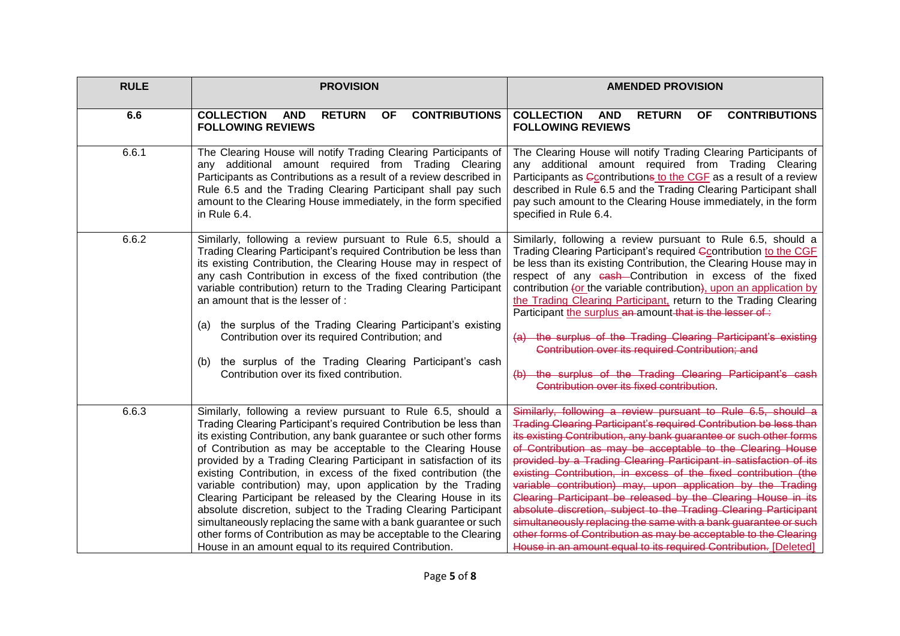| RULE | PROVISION | AMENDED PROVISION |
|---|---|---|
| **6.6** | **COLLECTION AND RETURN OF CONTRIBUTIONS FOLLOWING REVIEWS** | **COLLECTION AND RETURN OF CONTRIBUTIONS FOLLOWING REVIEWS** |
| 6.6.1 | The Clearing House will notify Trading Clearing Participants of any additional amount required from Trading Clearing Participants as Contributions as a result of a review described in Rule 6.5 and the Trading Clearing Participant shall pay such amount to the Clearing House immediately, in the form specified in Rule 6.4. | The Clearing House will notify Trading Clearing Participants of any additional amount required from Trading Clearing Participants as ~~C~~<u>c</u>ontribution~~s~~ <u>to the CGF</u> as a result of a review described in Rule 6.5 and the Trading Clearing Participant shall pay such amount to the Clearing House immediately, in the form specified in Rule 6.4. |
| 6.6.2 | Similarly, following a review pursuant to Rule 6.5, should a Trading Clearing Participant's required Contribution be less than its existing Contribution, the Clearing House may in respect of any cash Contribution in excess of the fixed contribution (the variable contribution) return to the Trading Clearing Participant an amount that is the lesser of :<br><br>(a) the surplus of the Trading Clearing Participant's existing Contribution over its required Contribution; and<br><br>(b) the surplus of the Trading Clearing Participant's cash Contribution over its fixed contribution. | Similarly, following a review pursuant to Rule 6.5, should a Trading Clearing Participant's required ~~C~~<u>c</u>ontribution <u>to the CGF</u> be less than its existing Contribution, the Clearing House may in respect of any ~~cash~~ Contribution in excess of the fixed contribution ~~(~~<u>or</u> the variable contribution~~)~~<u>, upon an application by the Trading Clearing Participant,</u> return to the Trading Clearing Participant <u>the surplus</u> ~~an~~ amount ~~that is the lesser of :~~<br><br>~~(a) the surplus of the Trading Clearing Participant's existing Contribution over its required Contribution; and~~<br><br>~~(b) the surplus of the Trading Clearing Participant's cash Contribution over its fixed contribution~~. |
| 6.6.3 | Similarly, following a review pursuant to Rule 6.5, should a Trading Clearing Participant's required Contribution be less than its existing Contribution, any bank guarantee or such other forms of Contribution as may be acceptable to the Clearing House provided by a Trading Clearing Participant in satisfaction of its existing Contribution, in excess of the fixed contribution (the variable contribution) may, upon application by the Trading Clearing Participant be released by the Clearing House in its absolute discretion, subject to the Trading Clearing Participant simultaneously replacing the same with a bank guarantee or such other forms of Contribution as may be acceptable to the Clearing House in an amount equal to its required Contribution. | ~~Similarly, following a review pursuant to Rule 6.5, should a Trading Clearing Participant's required Contribution be less than its existing Contribution, any bank guarantee or such other forms of Contribution as may be acceptable to the Clearing House provided by a Trading Clearing Participant in satisfaction of its existing Contribution, in excess of the fixed contribution (the variable contribution) may, upon application by the Trading Clearing Participant be released by the Clearing House in its absolute discretion, subject to the Trading Clearing Participant simultaneously replacing the same with a bank guarantee or such other forms of Contribution as may be acceptable to the Clearing House in an amount equal to its required Contribution.~~ <u>[Deleted]</u> |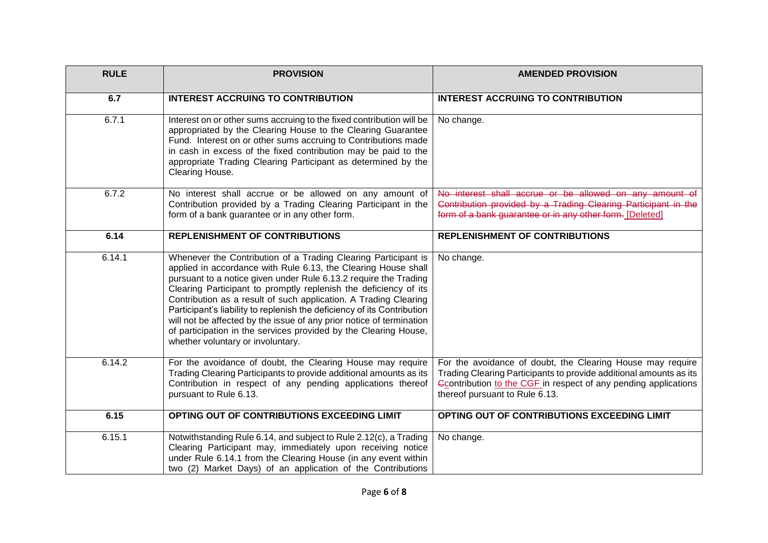| RULE | PROVISION | AMENDED PROVISION |
|---|---|---|
| **6.7** | **INTEREST ACCRUING TO CONTRIBUTION** | **INTEREST ACCRUING TO CONTRIBUTION** |
| 6.7.1 | Interest on or other sums accruing to the fixed contribution will be appropriated by the Clearing House to the Clearing Guarantee Fund. Interest on or other sums accruing to Contributions made in cash in excess of the fixed contribution may be paid to the appropriate Trading Clearing Participant as determined by the Clearing House. | No change. |
| 6.7.2 | No interest shall accrue or be allowed on any amount of Contribution provided by a Trading Clearing Participant in the form of a bank guarantee or in any other form. | ~~No interest shall accrue or be allowed on any amount of Contribution provided by a Trading Clearing Participant in the form of a bank guarantee or in any other form.~~ [Deleted] |
| **6.14** | **REPLENISHMENT OF CONTRIBUTIONS** | **REPLENISHMENT OF CONTRIBUTIONS** |
| 6.14.1 | Whenever the Contribution of a Trading Clearing Participant is applied in accordance with Rule 6.13, the Clearing House shall pursuant to a notice given under Rule 6.13.2 require the Trading Clearing Participant to promptly replenish the deficiency of its Contribution as a result of such application. A Trading Clearing Participant's liability to replenish the deficiency of its Contribution will not be affected by the issue of any prior notice of termination of participation in the services provided by the Clearing House, whether voluntary or involuntary. | No change. |
| 6.14.2 | For the avoidance of doubt, the Clearing House may require Trading Clearing Participants to provide additional amounts as its Contribution in respect of any pending applications thereof pursuant to Rule 6.13. | For the avoidance of doubt, the Clearing House may require Trading Clearing Participants to provide additional amounts as its ~~C~~contribution to the CGF in respect of any pending applications thereof pursuant to Rule 6.13. |
| **6.15** | **OPTING OUT OF CONTRIBUTIONS EXCEEDING LIMIT** | **OPTING OUT OF CONTRIBUTIONS EXCEEDING LIMIT** |
| 6.15.1 | Notwithstanding Rule 6.14, and subject to Rule 2.12(c), a Trading Clearing Participant may, immediately upon receiving notice under Rule 6.14.1 from the Clearing House (in any event within two (2) Market Days) of an application of the Contributions | No change. |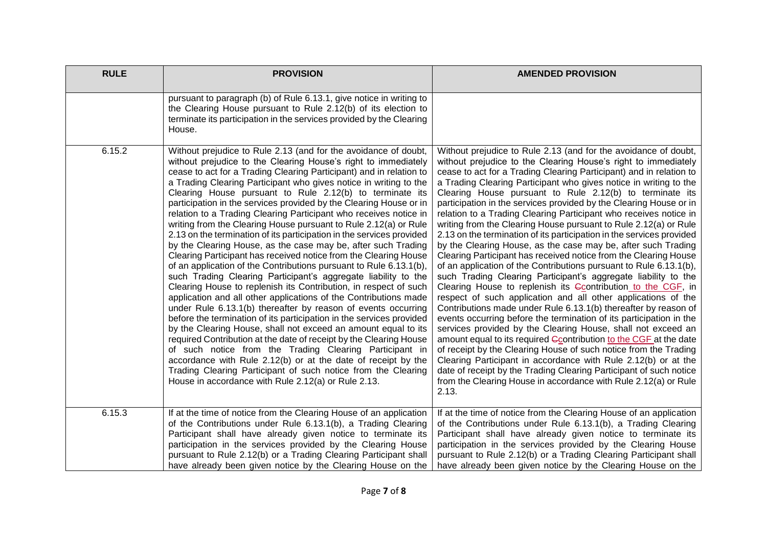| RULE | PROVISION | AMENDED PROVISION |
| --- | --- | --- |
| | pursuant to paragraph (b) of Rule 6.13.1, give notice in writing to the Clearing House pursuant to Rule 2.12(b) of its election to terminate its participation in the services provided by the Clearing House. | |
| 6.15.2 | Without prejudice to Rule 2.13 (and for the avoidance of doubt, without prejudice to the Clearing House's right to immediately cease to act for a Trading Clearing Participant) and in relation to a Trading Clearing Participant who gives notice in writing to the Clearing House pursuant to Rule 2.12(b) to terminate its participation in the services provided by the Clearing House or in relation to a Trading Clearing Participant who receives notice in writing from the Clearing House pursuant to Rule 2.12(a) or Rule 2.13 on the termination of its participation in the services provided by the Clearing House, as the case may be, after such Trading Clearing Participant has received notice from the Clearing House of an application of the Contributions pursuant to Rule 6.13.1(b), such Trading Clearing Participant's aggregate liability to the Clearing House to replenish its Contribution, in respect of such application and all other applications of the Contributions made under Rule 6.13.1(b) thereafter by reason of events occurring before the termination of its participation in the services provided by the Clearing House, shall not exceed an amount equal to its required Contribution at the date of receipt by the Clearing House of such notice from the Trading Clearing Participant in accordance with Rule 2.12(b) or at the date of receipt by the Trading Clearing Participant of such notice from the Clearing House in accordance with Rule 2.12(a) or Rule 2.13. | Without prejudice to Rule 2.13 (and for the avoidance of doubt, without prejudice to the Clearing House's right to immediately cease to act for a Trading Clearing Participant) and in relation to a Trading Clearing Participant who gives notice in writing to the Clearing House pursuant to Rule 2.12(b) to terminate its participation in the services provided by the Clearing House or in relation to a Trading Clearing Participant who receives notice in writing from the Clearing House pursuant to Rule 2.12(a) or Rule 2.13 on the termination of its participation in the services provided by the Clearing House, as the case may be, after such Trading Clearing Participant has received notice from the Clearing House of an application of the Contributions pursuant to Rule 6.13.1(b), such Trading Clearing Participant's aggregate liability to the Clearing House to replenish its ~~C~~contribution to the CGF, in respect of such application and all other applications of the Contributions made under Rule 6.13.1(b) thereafter by reason of events occurring before the termination of its participation in the services provided by the Clearing House, shall not exceed an amount equal to its required ~~C~~contribution to the CGF at the date of receipt by the Clearing House of such notice from the Trading Clearing Participant in accordance with Rule 2.12(b) or at the date of receipt by the Trading Clearing Participant of such notice from the Clearing House in accordance with Rule 2.12(a) or Rule 2.13. |
| 6.15.3 | If at the time of notice from the Clearing House of an application of the Contributions under Rule 6.13.1(b), a Trading Clearing Participant shall have already given notice to terminate its participation in the services provided by the Clearing House pursuant to Rule 2.12(b) or a Trading Clearing Participant shall have already been given notice by the Clearing House on the | If at the time of notice from the Clearing House of an application of the Contributions under Rule 6.13.1(b), a Trading Clearing Participant shall have already given notice to terminate its participation in the services provided by the Clearing House pursuant to Rule 2.12(b) or a Trading Clearing Participant shall have already been given notice by the Clearing House on the |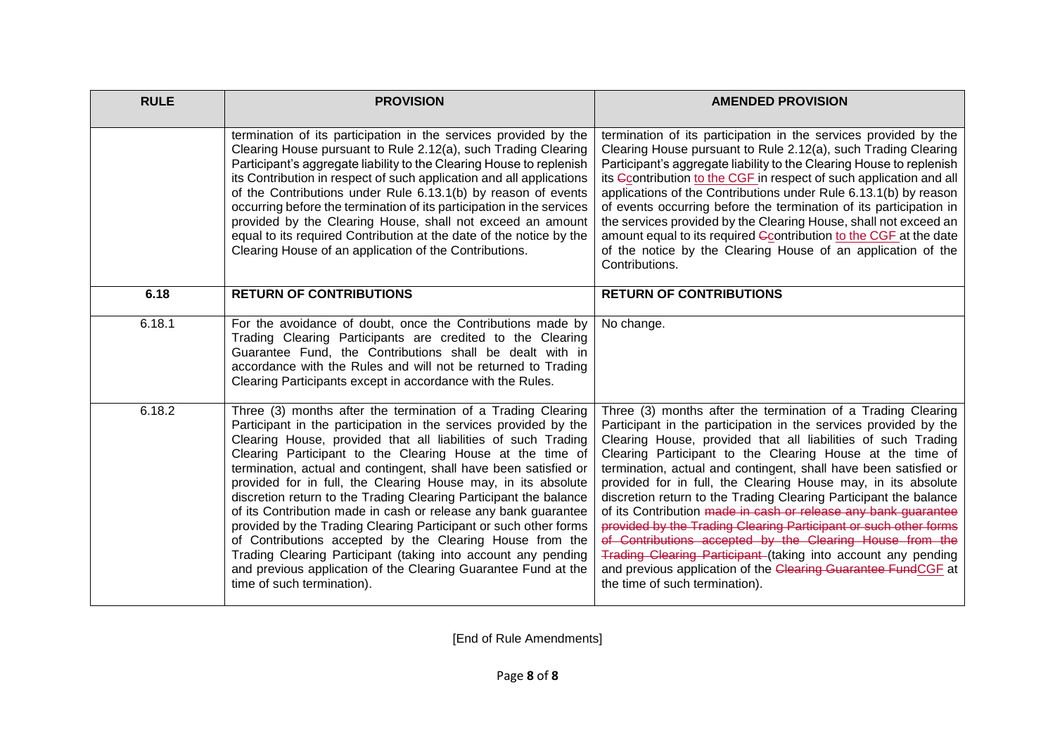| RULE | PROVISION | AMENDED PROVISION |
|---|---|---|
| | termination of its participation in the services provided by the Clearing House pursuant to Rule 2.12(a), such Trading Clearing Participant's aggregate liability to the Clearing House to replenish its Contribution in respect of such application and all applications of the Contributions under Rule 6.13.1(b) by reason of events occurring before the termination of its participation in the services provided by the Clearing House, shall not exceed an amount equal to its required Contribution at the date of the notice by the Clearing House of an application of the Contributions. | termination of its participation in the services provided by the Clearing House pursuant to Rule 2.12(a), such Trading Clearing Participant's aggregate liability to the Clearing House to replenish its ~~C~~contribution to the CGF in respect of such application and all applications of the Contributions under Rule 6.13.1(b) by reason of events occurring before the termination of its participation in the services provided by the Clearing House, shall not exceed an amount equal to its required ~~C~~contribution to the CGF at the date of the notice by the Clearing House of an application of the Contributions. |
| **6.18** | **RETURN OF CONTRIBUTIONS** | **RETURN OF CONTRIBUTIONS** |
| 6.18.1 | For the avoidance of doubt, once the Contributions made by Trading Clearing Participants are credited to the Clearing Guarantee Fund, the Contributions shall be dealt with in accordance with the Rules and will not be returned to Trading Clearing Participants except in accordance with the Rules. | No change. |
| 6.18.2 | Three (3) months after the termination of a Trading Clearing Participant in the participation in the services provided by the Clearing House, provided that all liabilities of such Trading Clearing Participant to the Clearing House at the time of termination, actual and contingent, shall have been satisfied or provided for in full, the Clearing House may, in its absolute discretion return to the Trading Clearing Participant the balance of its Contribution made in cash or release any bank guarantee provided by the Trading Clearing Participant or such other forms of Contributions accepted by the Clearing House from the Trading Clearing Participant (taking into account any pending and previous application of the Clearing Guarantee Fund at the time of such termination). | Three (3) months after the termination of a Trading Clearing Participant in the participation in the services provided by the Clearing House, provided that all liabilities of such Trading Clearing Participant to the Clearing House at the time of termination, actual and contingent, shall have been satisfied or provided for in full, the Clearing House may, in its absolute discretion return to the Trading Clearing Participant the balance of its Contribution ~~made in cash or release any bank guarantee provided by the Trading Clearing Participant or such other forms of Contributions accepted by the Clearing House from the Trading Clearing Participant~~ (taking into account any pending and previous application of the ~~Clearing Guarantee Fund~~CGF at the time of such termination). |

[End of Rule Amendments]